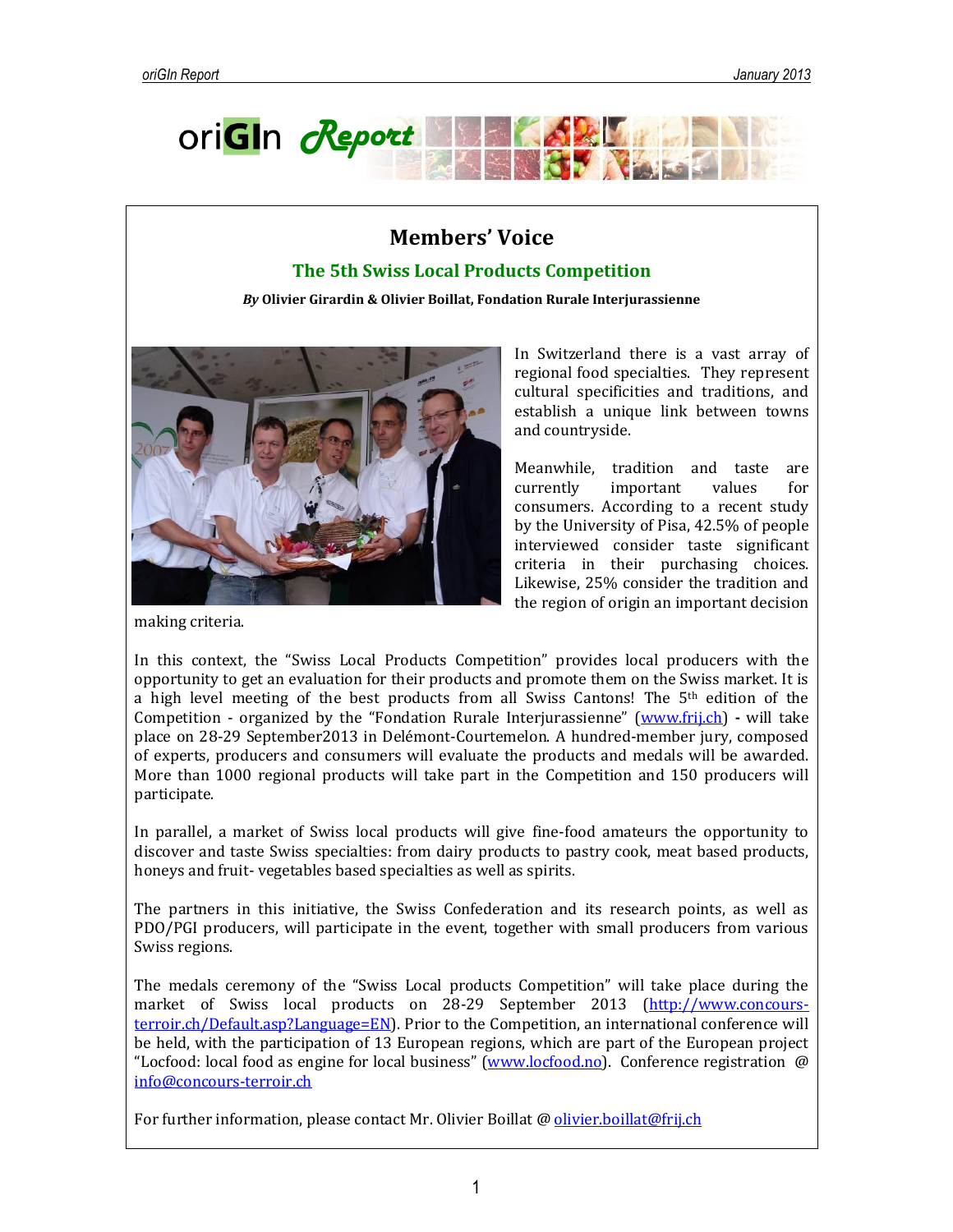# Members' Voice

## The 5th Swiss Local Products Competition

***By*** **Olivier Girardin & Olivier Boillat, Fondation Rurale Interjurassienne**

In Switzerland there is a vast array of regional food specialties. They represent cultural specificities and traditions, and establish a unique link between towns and countryside.

Meanwhile, tradition and taste are currently important values for consumers. According to a recent study by the University of Pisa, 42.5% of people interviewed consider taste significant criteria in their purchasing choices. Likewise, 25% consider the tradition and the region of origin an important decision making criteria.

In this context, the "Swiss Local Products Competition" provides local producers with the opportunity to get an evaluation for their products and promote them on the Swiss market. It is a high level meeting of the best products from all Swiss Cantons! The 5th edition of the Competition - organized by the "Fondation Rurale Interjurassienne" (www.frij.ch) **-** will take place on 28-29 September2013 in Delémont-Courtemelon. A hundred-member jury, composed of experts, producers and consumers will evaluate the products and medals will be awarded. More than 1000 regional products will take part in the Competition and 150 producers will participate.

In parallel, a market of Swiss local products will give fine-food amateurs the opportunity to discover and taste Swiss specialties: from dairy products to pastry cook, meat based products, honeys and fruit- vegetables based specialties as well as spirits.

The partners in this initiative, the Swiss Confederation and its research points, as well as PDO/PGI producers, will participate in the event, together with small producers from various Swiss regions.

The medals ceremony of the "Swiss Local products Competition" will take place during the market of Swiss local products on 28-29 September 2013 (http://www.concours-terroir.ch/Default.asp?Language=EN). Prior to the Competition, an international conference will be held, with the participation of 13 European regions, which are part of the European project "Locfood: local food as engine for local business" (www.locfood.no). Conference registration @ info@concours-terroir.ch

For further information, please contact Mr. Olivier Boillat @ olivier.boillat@frij.ch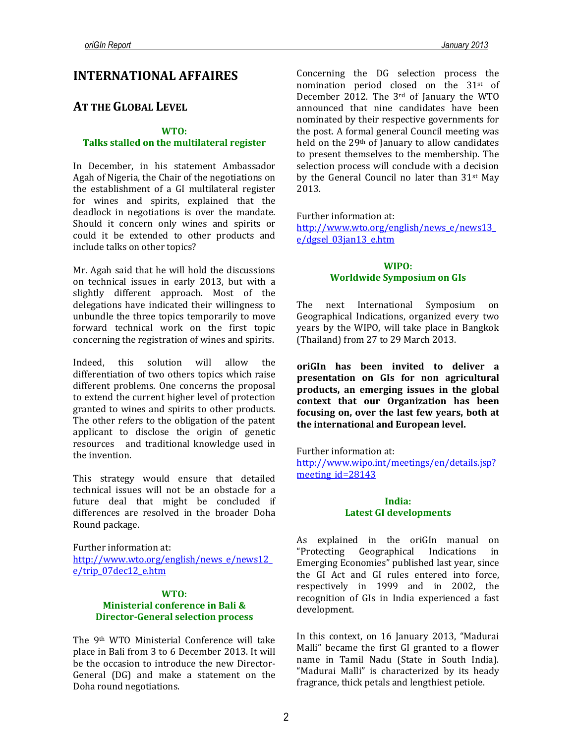# INTERNATIONAL AFFAIRES

## AT THE GLOBAL LEVEL

### WTO:
### Talks stalled on the multilateral register

In December, in his statement Ambassador Agah of Nigeria, the Chair of the negotiations on the establishment of a GI multilateral register for wines and spirits, explained that the deadlock in negotiations is over the mandate. Should it concern only wines and spirits or could it be extended to other products and include talks on other topics?

Mr. Agah said that he will hold the discussions on technical issues in early 2013, but with a slightly different approach. Most of the delegations have indicated their willingness to unbundle the three topics temporarily to move forward technical work on the first topic concerning the registration of wines and spirits.

Indeed, this solution will allow the differentiation of two others topics which raise different problems. One concerns the proposal to extend the current higher level of protection granted to wines and spirits to other products. The other refers to the obligation of the patent applicant to disclose the origin of genetic resources and traditional knowledge used in the invention.

This strategy would ensure that detailed technical issues will not be an obstacle for a future deal that might be concluded if differences are resolved in the broader Doha Round package.

Further information at:
http://www.wto.org/english/news_e/news12_e/trip_07dec12_e.htm

### WTO:
### Ministerial conference in Bali & Director-General selection process

The 9th WTO Ministerial Conference will take place in Bali from 3 to 6 December 2013. It will be the occasion to introduce the new Director-General (DG) and make a statement on the Doha round negotiations.

Concerning the DG selection process the nomination period closed on the 31st of December 2012. The 3rd of January the WTO announced that nine candidates have been nominated by their respective governments for the post. A formal general Council meeting was held on the 29th of January to allow candidates to present themselves to the membership. The selection process will conclude with a decision by the General Council no later than 31st May 2013.

Further information at:
http://www.wto.org/english/news_e/news13_e/dgsel_03jan13_e.htm

### WIPO:
### Worldwide Symposium on GIs

The next International Symposium on Geographical Indications, organized every two years by the WIPO, will take place in Bangkok (Thailand) from 27 to 29 March 2013.

**oriGIn has been invited to deliver a presentation on GIs for non agricultural products, an emerging issues in the global context that our Organization has been focusing on, over the last few years, both at the international and European level.**

Further information at:
http://www.wipo.int/meetings/en/details.jsp?meeting_id=28143

### India:
### Latest GI developments

As explained in the oriGIn manual on "Protecting Geographical Indications in Emerging Economies" published last year, since the GI Act and GI rules entered into force, respectively in 1999 and in 2002, the recognition of GIs in India experienced a fast development.

In this context, on 16 January 2013, "Madurai Malli" became the first GI granted to a flower name in Tamil Nadu (State in South India). "Madurai Malli" is characterized by its heady fragrance, thick petals and lengthiest petiole.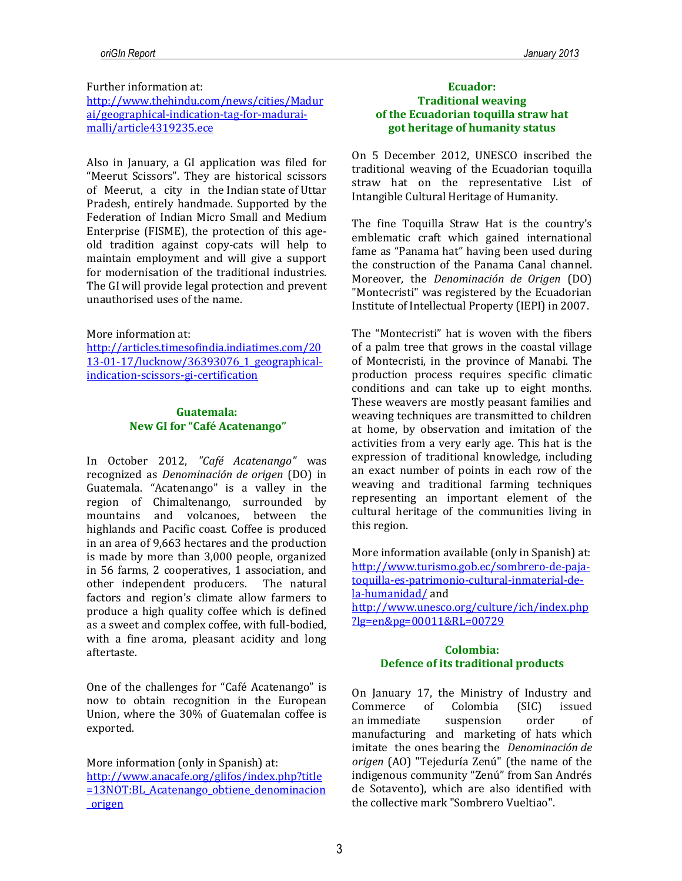Further information at:
http://www.thehindu.com/news/cities/Madurai/geographical-indication-tag-for-madurai-malli/article4319235.ece

Also in January, a GI application was filed for "Meerut Scissors". They are historical scissors of Meerut, a city in the Indian state of Uttar Pradesh, entirely handmade. Supported by the Federation of Indian Micro Small and Medium Enterprise (FISME), the protection of this age-old tradition against copy-cats will help to maintain employment and will give a support for modernisation of the traditional industries. The GI will provide legal protection and prevent unauthorised uses of the name.

More information at:
http://articles.timesofindia.indiatimes.com/2013-01-17/lucknow/36393076_1_geographical-indication-scissors-gi-certification

## Guatemala: New GI for "Café Acatenango"

In October 2012, *"Café Acatenango"* was recognized as *Denominación de origen* (DO) in Guatemala. "Acatenango" is a valley in the region of Chimaltenango, surrounded by mountains and volcanoes, between the highlands and Pacific coast. Coffee is produced in an area of 9,663 hectares and the production is made by more than 3,000 people, organized in 56 farms, 2 cooperatives, 1 association, and other independent producers. The natural factors and region's climate allow farmers to produce a high quality coffee which is defined as a sweet and complex coffee, with full-bodied, with a fine aroma, pleasant acidity and long aftertaste.

One of the challenges for "Café Acatenango" is now to obtain recognition in the European Union, where the 30% of Guatemalan coffee is exported.

More information (only in Spanish) at:
http://www.anacafe.org/glifos/index.php?title=13NOT:BL_Acatenango_obtiene_denominacion_origen

## Ecuador: Traditional weaving of the Ecuadorian toquilla straw hat got heritage of humanity status

On 5 December 2012, UNESCO inscribed the traditional weaving of the Ecuadorian toquilla straw hat on the representative List of Intangible Cultural Heritage of Humanity.

The fine Toquilla Straw Hat is the country's emblematic craft which gained international fame as "Panama hat" having been used during the construction of the Panama Canal channel. Moreover, the *Denominación de Origen* (DO) "Montecristi" was registered by the Ecuadorian Institute of Intellectual Property (IEPI) in 2007.

The "Montecristi" hat is woven with the fibers of a palm tree that grows in the coastal village of Montecristi, in the province of Manabi. The production process requires specific climatic conditions and can take up to eight months. These weavers are mostly peasant families and weaving techniques are transmitted to children at home, by observation and imitation of the activities from a very early age. This hat is the expression of traditional knowledge, including an exact number of points in each row of the weaving and traditional farming techniques representing an important element of the cultural heritage of the communities living in this region.

More information available (only in Spanish) at:
http://www.turismo.gob.ec/sombrero-de-paja-toquilla-es-patrimonio-cultural-inmaterial-de-la-humanidad/ and
http://www.unesco.org/culture/ich/index.php?lg=en&pg=00011&RL=00729

## Colombia: Defence of its traditional products

On January 17, the Ministry of Industry and Commerce of Colombia (SIC) issued an immediate suspension order of manufacturing and marketing of hats which imitate the ones bearing the *Denominación de origen* (AO) "Tejeduría Zenú" (the name of the indigenous community "Zenú" from San Andrés de Sotavento), which are also identified with the collective mark "Sombrero Vueltiao".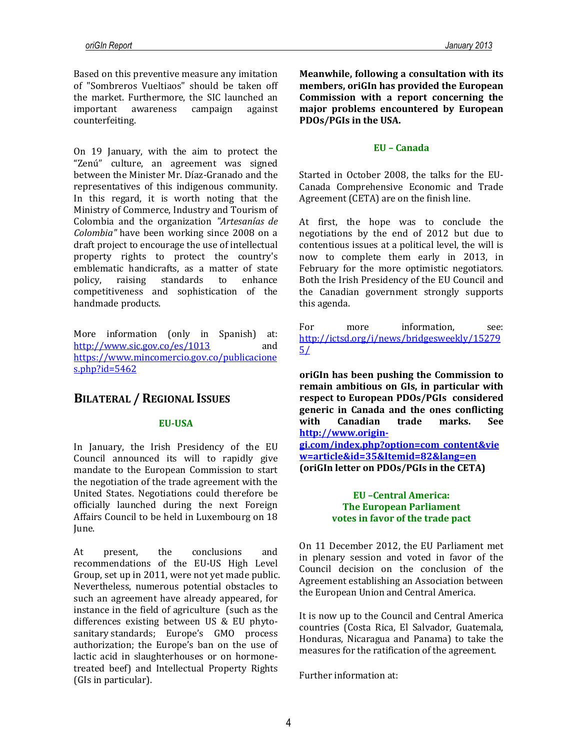Based on this preventive measure any imitation of "Sombreros Vueltiaos" should be taken off the market. Furthermore, the SIC launched an important awareness campaign against counterfeiting.

On 19 January, with the aim to protect the "Zenú" culture, an agreement was signed between the Minister Mr. Díaz-Granado and the representatives of this indigenous community. In this regard, it is worth noting that the Ministry of Commerce, Industry and Tourism of Colombia and the organization *"Artesanías de Colombia"* have been working since 2008 on a draft project to encourage the use of intellectual property rights to protect the country's emblematic handicrafts, as a matter of state policy, raising standards to enhance competitiveness and sophistication of the handmade products.

More information (only in Spanish) at: http://www.sic.gov.co/es/1013 and https://www.mincomercio.gov.co/publicaciones.php?id=5462

## BILATERAL / REGIONAL ISSUES

### EU-USA

In January, the Irish Presidency of the EU Council announced its will to rapidly give mandate to the European Commission to start the negotiation of the trade agreement with the United States. Negotiations could therefore be officially launched during the next Foreign Affairs Council to be held in Luxembourg on 18 June.

At present, the conclusions and recommendations of the EU-US High Level Group, set up in 2011, were not yet made public. Nevertheless, numerous potential obstacles to such an agreement have already appeared, for instance in the field of agriculture (such as the differences existing between US & EU phyto-sanitary standards; Europe's GMO process authorization; the Europe's ban on the use of lactic acid in slaughterhouses or on hormone-treated beef) and Intellectual Property Rights (GIs in particular).

**Meanwhile, following a consultation with its members, oriGIn has provided the European Commission with a report concerning the major problems encountered by European PDOs/PGIs in the USA.**

### EU – Canada

Started in October 2008, the talks for the EU-Canada Comprehensive Economic and Trade Agreement (CETA) are on the finish line.

At first, the hope was to conclude the negotiations by the end of 2012 but due to contentious issues at a political level, the will is now to complete them early in 2013, in February for the more optimistic negotiators. Both the Irish Presidency of the EU Council and the Canadian government strongly supports this agenda.

For more information, see: http://ictsd.org/i/news/bridgesweekly/152795/

**oriGIn has been pushing the Commission to remain ambitious on GIs, in particular with respect to European PDOs/PGIs considered generic in Canada and the ones conflicting with Canadian trade marks. See http://www.origin-gi.com/index.php?option=com_content&view=article&id=35&Itemid=82&lang=en (oriGIn letter on PDOs/PGIs in the CETA)**

### EU –Central America: The European Parliament votes in favor of the trade pact

On 11 December 2012, the EU Parliament met in plenary session and voted in favor of the Council decision on the conclusion of the Agreement establishing an Association between the European Union and Central America.

It is now up to the Council and Central America countries (Costa Rica, El Salvador, Guatemala, Honduras, Nicaragua and Panama) to take the measures for the ratification of the agreement.

Further information at: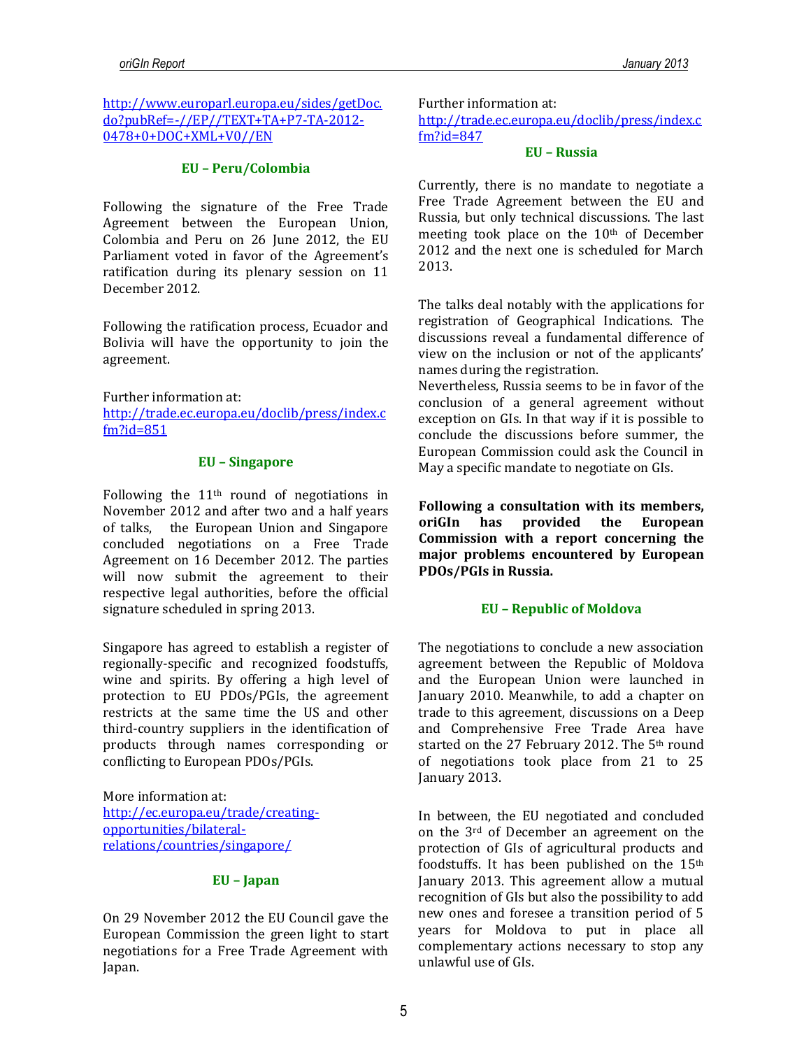http://www.europarl.europa.eu/sides/getDoc.do?pubRef=-//EP//TEXT+TA+P7-TA-2012-0478+0+DOC+XML+V0//EN

### EU – Peru/Colombia

Following the signature of the Free Trade Agreement between the European Union, Colombia and Peru on 26 June 2012, the EU Parliament voted in favor of the Agreement's ratification during its plenary session on 11 December 2012.

Following the ratification process, Ecuador and Bolivia will have the opportunity to join the agreement.

Further information at:
http://trade.ec.europa.eu/doclib/press/index.cfm?id=851

### EU – Singapore

Following the 11th round of negotiations in November 2012 and after two and a half years of talks, the European Union and Singapore concluded negotiations on a Free Trade Agreement on 16 December 2012. The parties will now submit the agreement to their respective legal authorities, before the official signature scheduled in spring 2013.

Singapore has agreed to establish a register of regionally-specific and recognized foodstuffs, wine and spirits. By offering a high level of protection to EU PDOs/PGIs, the agreement restricts at the same time the US and other third-country suppliers in the identification of products through names corresponding or conflicting to European PDOs/PGIs.

More information at:
http://ec.europa.eu/trade/creating-opportunities/bilateral-relations/countries/singapore/

### EU – Japan

On 29 November 2012 the EU Council gave the European Commission the green light to start negotiations for a Free Trade Agreement with Japan.

Further information at:
http://trade.ec.europa.eu/doclib/press/index.cfm?id=847

### EU – Russia

Currently, there is no mandate to negotiate a Free Trade Agreement between the EU and Russia, but only technical discussions. The last meeting took place on the 10th of December 2012 and the next one is scheduled for March 2013.

The talks deal notably with the applications for registration of Geographical Indications. The discussions reveal a fundamental difference of view on the inclusion or not of the applicants' names during the registration.
Nevertheless, Russia seems to be in favor of the conclusion of a general agreement without exception on GIs. In that way if it is possible to conclude the discussions before summer, the European Commission could ask the Council in May a specific mandate to negotiate on GIs.

**Following a consultation with its members, oriGIn has provided the European Commission with a report concerning the major problems encountered by European PDOs/PGIs in Russia.**

### EU – Republic of Moldova

The negotiations to conclude a new association agreement between the Republic of Moldova and the European Union were launched in January 2010. Meanwhile, to add a chapter on trade to this agreement, discussions on a Deep and Comprehensive Free Trade Area have started on the 27 February 2012. The 5th round of negotiations took place from 21 to 25 January 2013.

In between, the EU negotiated and concluded on the 3rd of December an agreement on the protection of GIs of agricultural products and foodstuffs. It has been published on the 15th January 2013. This agreement allow a mutual recognition of GIs but also the possibility to add new ones and foresee a transition period of 5 years for Moldova to put in place all complementary actions necessary to stop any unlawful use of GIs.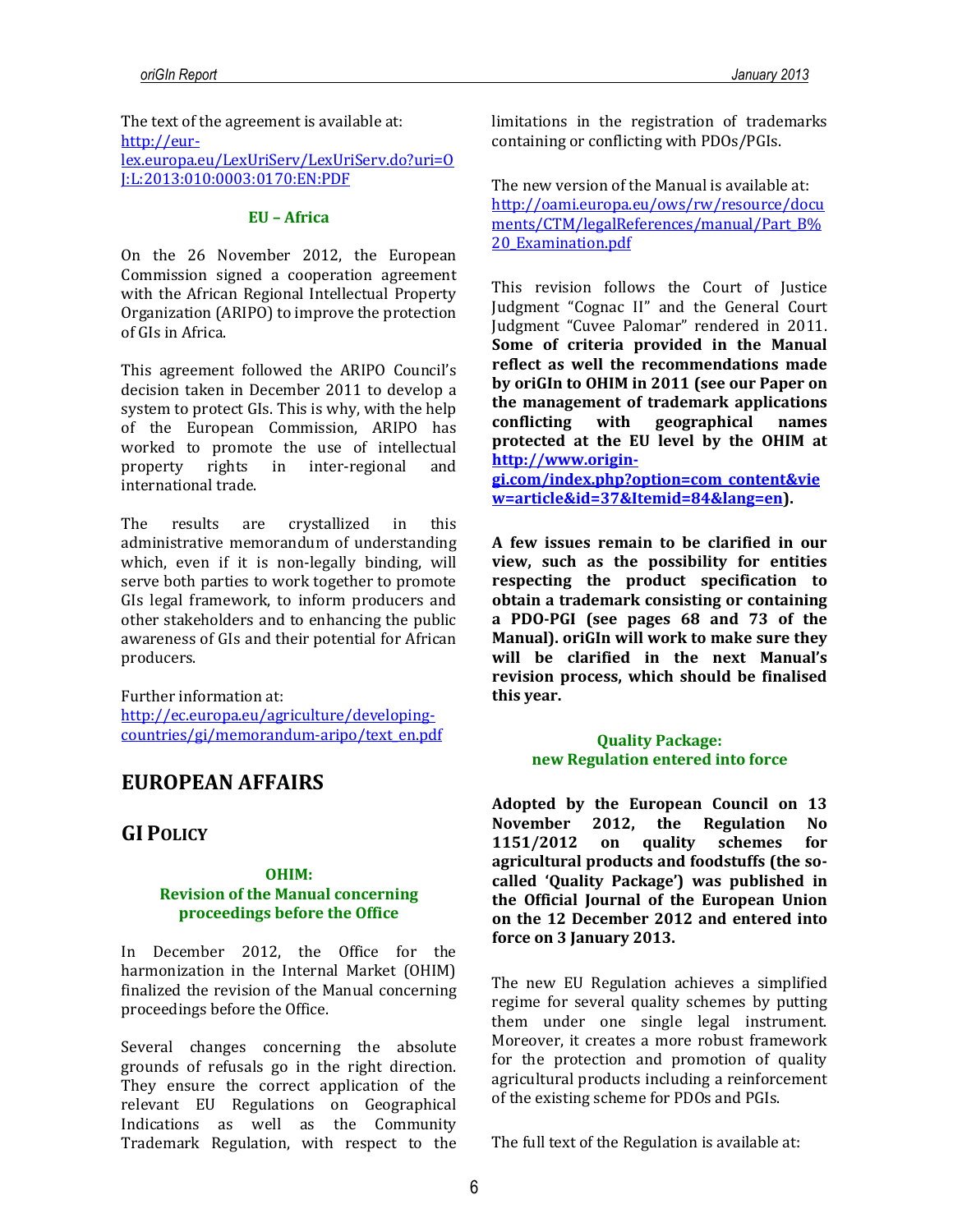The text of the agreement is available at: [http://eur-lex.europa.eu/LexUriServ/LexUriServ.do?uri=OJ:L:2013:010:0003:0170:EN:PDF](http://eur-lex.europa.eu/LexUriServ/LexUriServ.do?uri=OJ:L:2013:010:0003:0170:EN:PDF)

### EU – Africa

On the 26 November 2012, the European Commission signed a cooperation agreement with the African Regional Intellectual Property Organization (ARIPO) to improve the protection of GIs in Africa.

This agreement followed the ARIPO Council's decision taken in December 2011 to develop a system to protect GIs. This is why, with the help of the European Commission, ARIPO has worked to promote the use of intellectual property rights in inter-regional and international trade.

The results are crystallized in this administrative memorandum of understanding which, even if it is non-legally binding, will serve both parties to work together to promote GIs legal framework, to inform producers and other stakeholders and to enhancing the public awareness of GIs and their potential for African producers.

Further information at: [http://ec.europa.eu/agriculture/developing-countries/gi/memorandum-aripo/text_en.pdf](http://ec.europa.eu/agriculture/developing-countries/gi/memorandum-aripo/text_en.pdf)

# EUROPEAN AFFAIRS

## GI POLICY

### OHIM: Revision of the Manual concerning proceedings before the Office

In December 2012, the Office for the harmonization in the Internal Market (OHIM) finalized the revision of the Manual concerning proceedings before the Office.

Several changes concerning the absolute grounds of refusals go in the right direction. They ensure the correct application of the relevant EU Regulations on Geographical Indications as well as the Community Trademark Regulation, with respect to the limitations in the registration of trademarks containing or conflicting with PDOs/PGIs.

The new version of the Manual is available at: [http://oami.europa.eu/ows/rw/resource/documents/CTM/legalReferences/manual/Part_B%20_Examination.pdf](http://oami.europa.eu/ows/rw/resource/documents/CTM/legalReferences/manual/Part_B%20_Examination.pdf)

This revision follows the Court of Justice Judgment "Cognac II" and the General Court Judgment "Cuvee Palomar" rendered in 2011. **Some of criteria provided in the Manual reflect as well the recommendations made by oriGIn to OHIM in 2011 (see our Paper on the management of trademark applications conflicting with geographical names protected at the EU level by the OHIM at [http://www.origin-gi.com/index.php?option=com_content&view=article&id=37&Itemid=84&lang=en](http://www.origin-gi.com/index.php?option=com_content&view=article&id=37&Itemid=84&lang=en)).**

**A few issues remain to be clarified in our view, such as the possibility for entities respecting the product specification to obtain a trademark consisting or containing a PDO-PGI (see pages 68 and 73 of the Manual). oriGIn will work to make sure they will be clarified in the next Manual's revision process, which should be finalised this year.**

### Quality Package: new Regulation entered into force

**Adopted by the European Council on 13 November 2012, the Regulation No 1151/2012 on quality schemes for agricultural products and foodstuffs (the so-called 'Quality Package') was published in the Official Journal of the European Union on the 12 December 2012 and entered into force on 3 January 2013.**

The new EU Regulation achieves a simplified regime for several quality schemes by putting them under one single legal instrument. Moreover, it creates a more robust framework for the protection and promotion of quality agricultural products including a reinforcement of the existing scheme for PDOs and PGIs.

The full text of the Regulation is available at: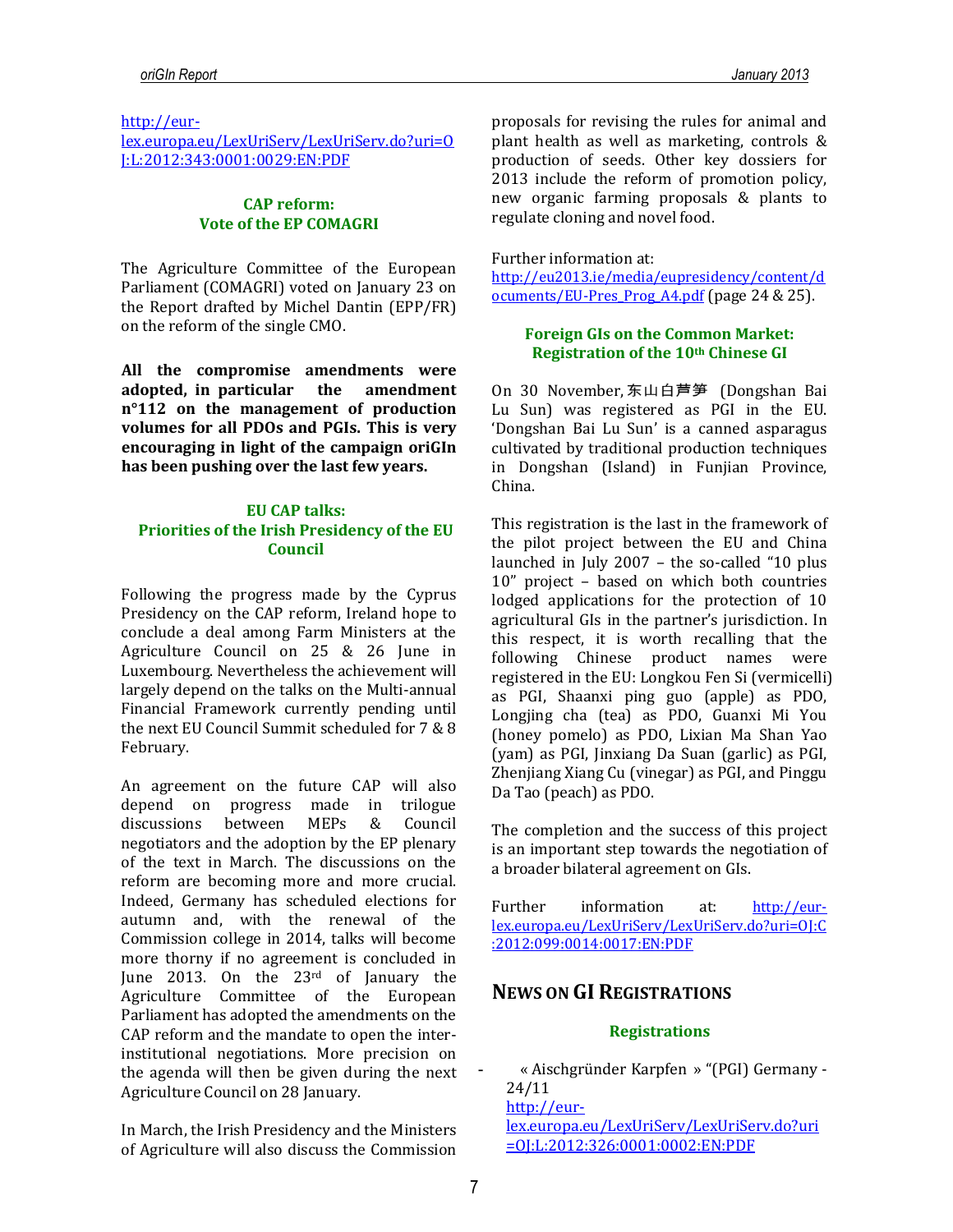http://eur-lex.europa.eu/LexUriServ/LexUriServ.do?uri=OJ:L:2012:343:0001:0029:EN:PDF

### CAP reform: Vote of the EP COMAGRI

The Agriculture Committee of the European Parliament (COMAGRI) voted on January 23 on the Report drafted by Michel Dantin (EPP/FR) on the reform of the single CMO.

**All the compromise amendments were adopted, in particular the amendment n°112 on the management of production volumes for all PDOs and PGIs. This is very encouraging in light of the campaign oriGIn has been pushing over the last few years.**

### EU CAP talks: Priorities of the Irish Presidency of the EU Council

Following the progress made by the Cyprus Presidency on the CAP reform, Ireland hope to conclude a deal among Farm Ministers at the Agriculture Council on 25 & 26 June in Luxembourg. Nevertheless the achievement will largely depend on the talks on the Multi-annual Financial Framework currently pending until the next EU Council Summit scheduled for 7 & 8 February.

An agreement on the future CAP will also depend on progress made in trilogue discussions between MEPs & Council negotiators and the adoption by the EP plenary of the text in March. The discussions on the reform are becoming more and more crucial. Indeed, Germany has scheduled elections for autumn and, with the renewal of the Commission college in 2014, talks will become more thorny if no agreement is concluded in June 2013. On the 23rd of January the Agriculture Committee of the European Parliament has adopted the amendments on the CAP reform and the mandate to open the inter-institutional negotiations. More precision on the agenda will then be given during the next Agriculture Council on 28 January.

In March, the Irish Presidency and the Ministers of Agriculture will also discuss the Commission proposals for revising the rules for animal and plant health as well as marketing, controls & production of seeds. Other key dossiers for 2013 include the reform of promotion policy, new organic farming proposals & plants to regulate cloning and novel food.

Further information at: http://eu2013.ie/media/eupresidency/content/documents/EU-Pres_Prog_A4.pdf (page 24 & 25).

### Foreign GIs on the Common Market: Registration of the 10th Chinese GI

On 30 November, 东山白芦笋 (Dongshan Bai Lu Sun) was registered as PGI in the EU. 'Dongshan Bai Lu Sun' is a canned asparagus cultivated by traditional production techniques in Dongshan (Island) in Funjian Province, China.

This registration is the last in the framework of the pilot project between the EU and China launched in July 2007 – the so-called "10 plus 10" project – based on which both countries lodged applications for the protection of 10 agricultural GIs in the partner's jurisdiction. In this respect, it is worth recalling that the following Chinese product names were registered in the EU: Longkou Fen Si (vermicelli) as PGI, Shaanxi ping guo (apple) as PDO, Longjing cha (tea) as PDO, Guanxi Mi You (honey pomelo) as PDO, Lixian Ma Shan Yao (yam) as PGI, Jinxiang Da Suan (garlic) as PGI, Zhenjiang Xiang Cu (vinegar) as PGI, and Pinggu Da Tao (peach) as PDO.

The completion and the success of this project is an important step towards the negotiation of a broader bilateral agreement on GIs.

Further information at: http://eur-lex.europa.eu/LexUriServ/LexUriServ.do?uri=OJ:C:2012:099:0014:0017:EN:PDF

## News on GI Registrations

### Registrations

- « Aischgründer Karpfen » "(PGI) Germany - 24/11
  http://eur-lex.europa.eu/LexUriServ/LexUriServ.do?uri=OJ:L:2012:326:0001:0002:EN:PDF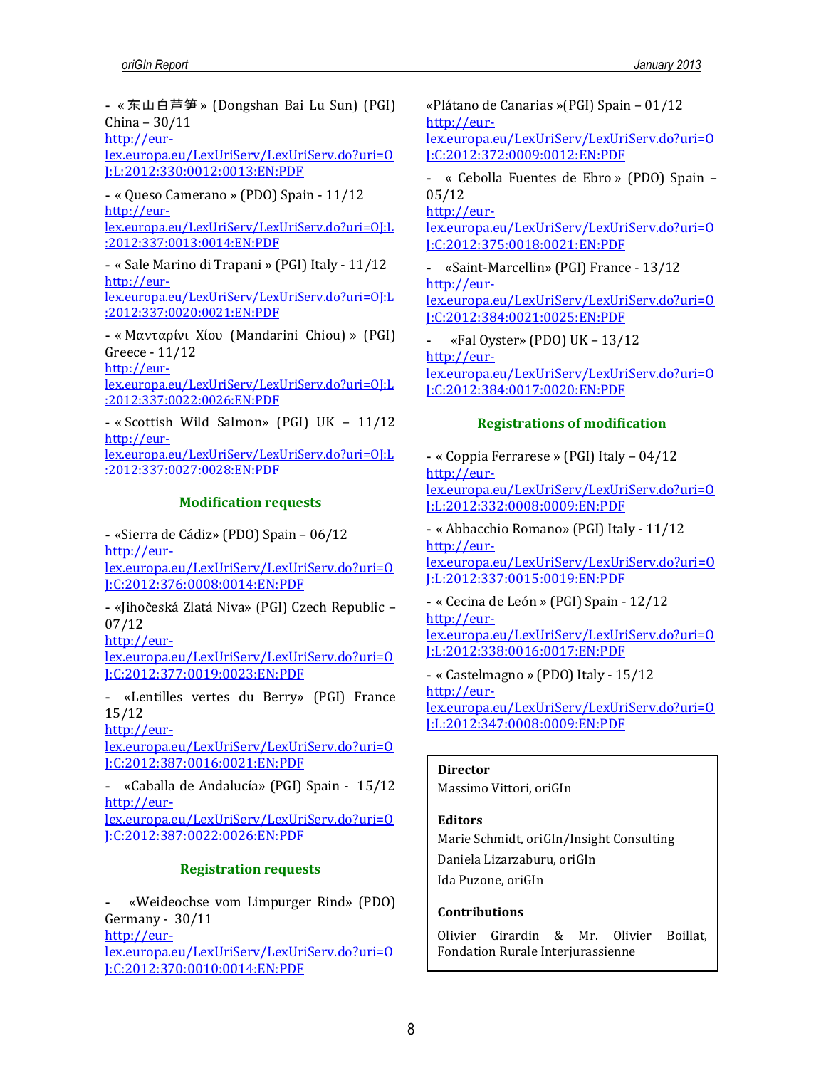- « 东山白芦笋 » (Dongshan Bai Lu Sun) (PGI) China – 30/11
http://eur-lex.europa.eu/LexUriServ/LexUriServ.do?uri=OJ:L:2012:330:0012:0013:EN:PDF

- « Queso Camerano » (PDO) Spain - 11/12
http://eur-lex.europa.eu/LexUriServ/LexUriServ.do?uri=OJ:L:2012:337:0013:0014:EN:PDF

- « Sale Marino di Trapani » (PGI) Italy - 11/12
http://eur-lex.europa.eu/LexUriServ/LexUriServ.do?uri=OJ:L:2012:337:0020:0021:EN:PDF

- « Μανταρίνι Χίου (Mandarini Chiou) » (PGI) Greece - 11/12
http://eur-lex.europa.eu/LexUriServ/LexUriServ.do?uri=OJ:L:2012:337:0022:0026:EN:PDF

- « Scottish Wild Salmon» (PGI) UK – 11/12
http://eur-lex.europa.eu/LexUriServ/LexUriServ.do?uri=OJ:L:2012:337:0027:0028:EN:PDF

### Modification requests

- «Sierra de Cádiz» (PDO) Spain – 06/12
http://eur-lex.europa.eu/LexUriServ/LexUriServ.do?uri=OJ:C:2012:376:0008:0014:EN:PDF

- «Jihočeská Zlatá Niva» (PGI) Czech Republic – 07/12
http://eur-lex.europa.eu/LexUriServ/LexUriServ.do?uri=OJ:C:2012:377:0019:0023:EN:PDF

- «Lentilles vertes du Berry» (PGI) France 15/12
http://eur-lex.europa.eu/LexUriServ/LexUriServ.do?uri=OJ:C:2012:387:0016:0021:EN:PDF

- «Caballa de Andalucía» (PGI) Spain - 15/12
http://eur-lex.europa.eu/LexUriServ/LexUriServ.do?uri=OJ:C:2012:387:0022:0026:EN:PDF

### Registration requests

- «Weideochse vom Limpurger Rind» (PDO) Germany - 30/11
http://eur-lex.europa.eu/LexUriServ/LexUriServ.do?uri=OJ:C:2012:370:0010:0014:EN:PDF

«Plátano de Canarias »(PGI) Spain – 01/12
http://eur-lex.europa.eu/LexUriServ/LexUriServ.do?uri=OJ:C:2012:372:0009:0012:EN:PDF

- « Cebolla Fuentes de Ebro » (PDO) Spain – 05/12
http://eur-lex.europa.eu/LexUriServ/LexUriServ.do?uri=OJ:C:2012:375:0018:0021:EN:PDF

- «Saint-Marcellin» (PGI) France - 13/12
http://eur-lex.europa.eu/LexUriServ/LexUriServ.do?uri=OJ:C:2012:384:0021:0025:EN:PDF

- «Fal Oyster» (PDO) UK – 13/12
http://eur-lex.europa.eu/LexUriServ/LexUriServ.do?uri=OJ:C:2012:384:0017:0020:EN:PDF

### Registrations of modification

- « Coppia Ferrarese » (PGI) Italy – 04/12
http://eur-lex.europa.eu/LexUriServ/LexUriServ.do?uri=OJ:L:2012:332:0008:0009:EN:PDF

- « Abbacchio Romano» (PGI) Italy - 11/12
http://eur-lex.europa.eu/LexUriServ/LexUriServ.do?uri=OJ:L:2012:337:0015:0019:EN:PDF

- « Cecina de León » (PGI) Spain - 12/12
http://eur-lex.europa.eu/LexUriServ/LexUriServ.do?uri=OJ:L:2012:338:0016:0017:EN:PDF

- « Castelmagno » (PDO) Italy - 15/12
http://eur-lex.europa.eu/LexUriServ/LexUriServ.do?uri=OJ:L:2012:347:0008:0009:EN:PDF

**Director**

Massimo Vittori, oriGIn

**Editors**

Marie Schmidt, oriGIn/Insight Consulting

Daniela Lizarzaburu, oriGIn

Ida Puzone, oriGIn

**Contributions**

Olivier Girardin & Mr. Olivier Boillat, Fondation Rurale Interjurassienne